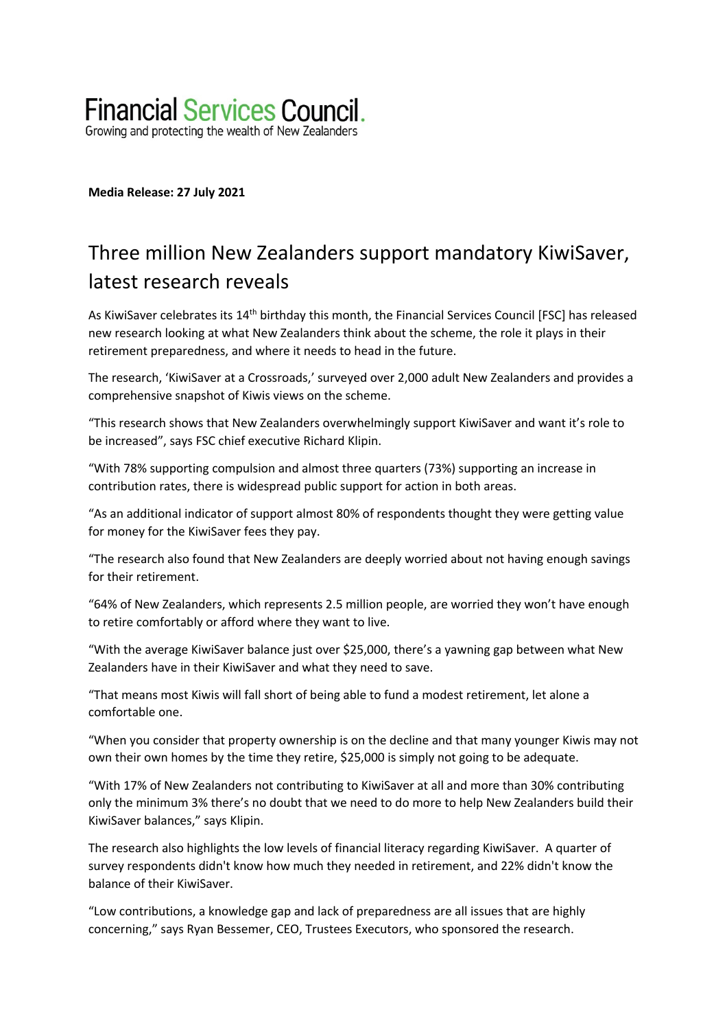# Financial Services Council.

Growing and protecting the wealth of New Zealanders

**Media Release: 27 July 2021**

## Three million New Zealanders support mandatory KiwiSaver, latest research reveals

As KiwiSaver celebrates its 14th birthday this month, the Financial Services Council [FSC] has released new research looking at what New Zealanders think about the scheme, the role it plays in their retirement preparedness, and where it needs to head in the future.

The research, 'KiwiSaver at a Crossroads,' surveyed over 2,000 adult New Zealanders and provides a comprehensive snapshot of Kiwis views on the scheme.

"This research shows that New Zealanders overwhelmingly support KiwiSaver and want it's role to be increased", says FSC chief executive Richard Klipin.

"With 78% supporting compulsion and almost three quarters (73%) supporting an increase in contribution rates, there is widespread public support for action in both areas.

"As an additional indicator of support almost 80% of respondents thought they were getting value for money for the KiwiSaver fees they pay.

"The research also found that New Zealanders are deeply worried about not having enough savings for their retirement.

"64% of New Zealanders, which represents 2.5 million people, are worried they won't have enough to retire comfortably or afford where they want to live.

"With the average KiwiSaver balance just over $25,000, there's a yawning gap between what New Zealanders have in their KiwiSaver and what they need to save.

"That means most Kiwis will fall short of being able to fund a modest retirement, let alone a comfortable one.

"When you consider that property ownership is on the decline and that many younger Kiwis may not own their own homes by the time they retire, $25,000 is simply not going to be adequate.

"With 17% of New Zealanders not contributing to KiwiSaver at all and more than 30% contributing only the minimum 3% there's no doubt that we need to do more to help New Zealanders build their KiwiSaver balances," says Klipin.

The research also highlights the low levels of financial literacy regarding KiwiSaver. A quarter of survey respondents didn't know how much they needed in retirement, and 22% didn't know the balance of their KiwiSaver.

"Low contributions, a knowledge gap and lack of preparedness are all issues that are highly concerning," says Ryan Bessemer, CEO, Trustees Executors, who sponsored the research.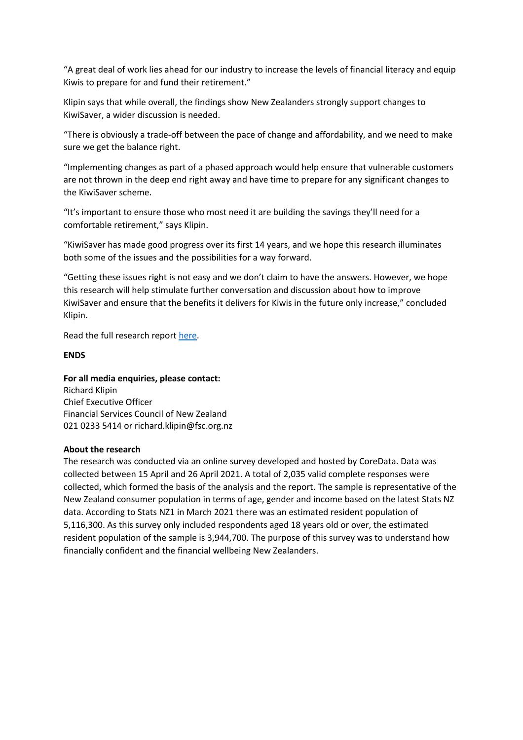"A great deal of work lies ahead for our industry to increase the levels of financial literacy and equip Kiwis to prepare for and fund their retirement."

Klipin says that while overall, the findings show New Zealanders strongly support changes to KiwiSaver, a wider discussion is needed.

"There is obviously a trade-off between the pace of change and affordability, and we need to make sure we get the balance right.

"Implementing changes as part of a phased approach would help ensure that vulnerable customers are not thrown in the deep end right away and have time to prepare for any significant changes to the KiwiSaver scheme.

"It's important to ensure those who most need it are building the savings they'll need for a comfortable retirement," says Klipin.

"KiwiSaver has made good progress over its first 14 years, and we hope this research illuminates both some of the issues and the possibilities for a way forward.

"Getting these issues right is not easy and we don't claim to have the answers. However, we hope this research will help stimulate further conversation and discussion about how to improve KiwiSaver and ensure that the benefits it delivers for Kiwis in the future only increase," concluded Klipin.

Read the full research report here.

**ENDS**

**For all media enquiries, please contact:**
Richard Klipin
Chief Executive Officer
Financial Services Council of New Zealand
021 0233 5414 or richard.klipin@fsc.org.nz

**About the research**

The research was conducted via an online survey developed and hosted by CoreData. Data was collected between 15 April and 26 April 2021. A total of 2,035 valid complete responses were collected, which formed the basis of the analysis and the report. The sample is representative of the New Zealand consumer population in terms of age, gender and income based on the latest Stats NZ data. According to Stats NZ1 in March 2021 there was an estimated resident population of 5,116,300. As this survey only included respondents aged 18 years old or over, the estimated resident population of the sample is 3,944,700. The purpose of this survey was to understand how financially confident and the financial wellbeing New Zealanders.